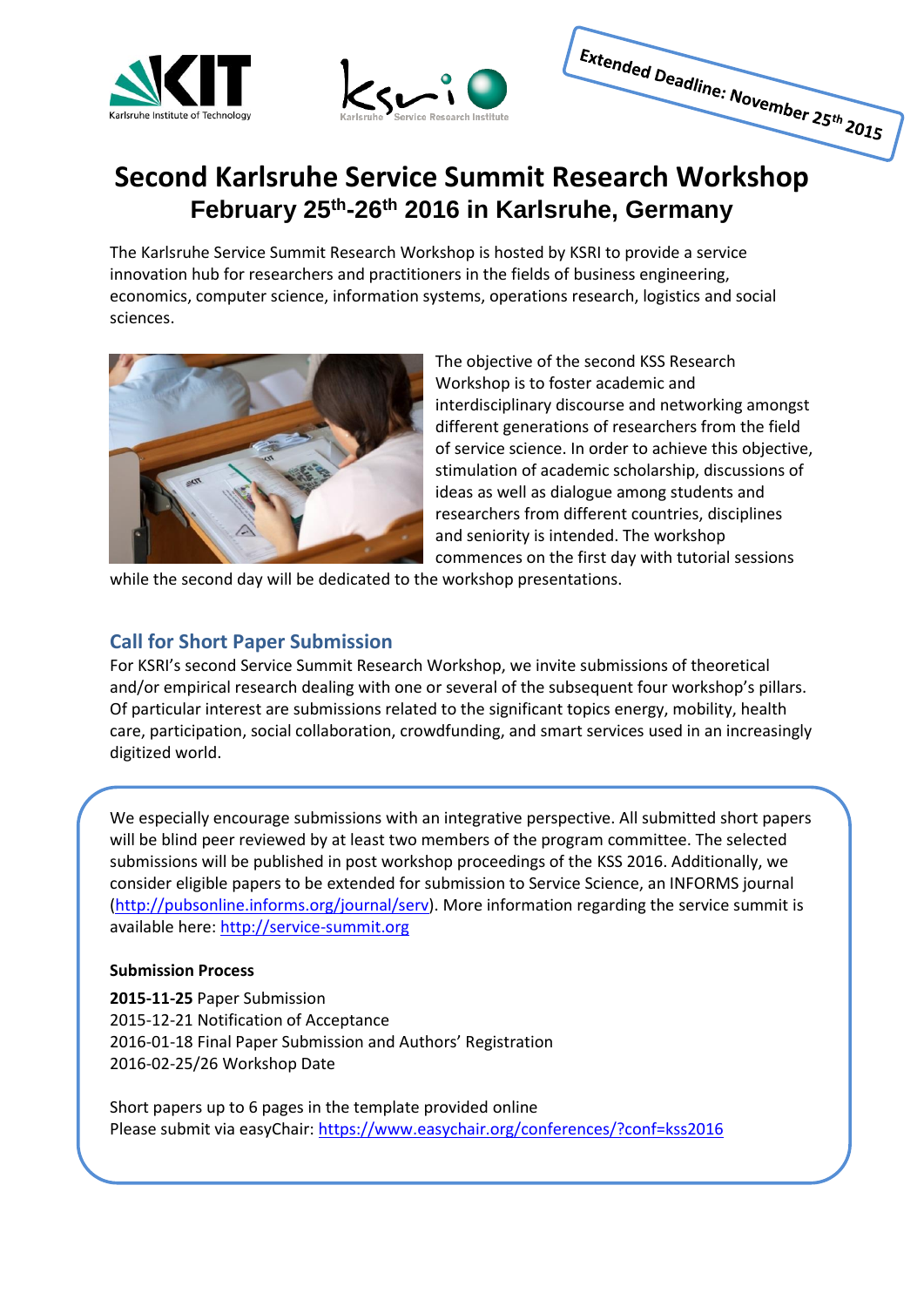Extended Deadline: November 25th 2015

# Second Karlsruhe Service Summit Research Workshop

## February 25th-26th 2016 in Karlsruhe, Germany

The Karlsruhe Service Summit Research Workshop is hosted by KSRI to provide a service innovation hub for researchers and practitioners in the fields of business engineering, economics, computer science, information systems, operations research, logistics and social sciences.

The objective of the second KSS Research Workshop is to foster academic and interdisciplinary discourse and networking amongst different generations of researchers from the field of service science. In order to achieve this objective, stimulation of academic scholarship, discussions of ideas as well as dialogue among students and researchers from different countries, disciplines and seniority is intended. The workshop commences on the first day with tutorial sessions while the second day will be dedicated to the workshop presentations.

## Call for Short Paper Submission

For KSRI's second Service Summit Research Workshop, we invite submissions of theoretical and/or empirical research dealing with one or several of the subsequent four workshop's pillars. Of particular interest are submissions related to the significant topics energy, mobility, health care, participation, social collaboration, crowdfunding, and smart services used in an increasingly digitized world.

We especially encourage submissions with an integrative perspective. All submitted short papers will be blind peer reviewed by at least two members of the program committee. The selected submissions will be published in post workshop proceedings of the KSS 2016. Additionally, we consider eligible papers to be extended for submission to Service Science, an INFORMS journal (http://pubsonline.informs.org/journal/serv). More information regarding the service summit is available here: http://service-summit.org

**Submission Process**

**2015-11-25** Paper Submission
2015-12-21 Notification of Acceptance
2016-01-18 Final Paper Submission and Authors' Registration
2016-02-25/26 Workshop Date

Short papers up to 6 pages in the template provided online
Please submit via easyChair: https://www.easychair.org/conferences/?conf=kss2016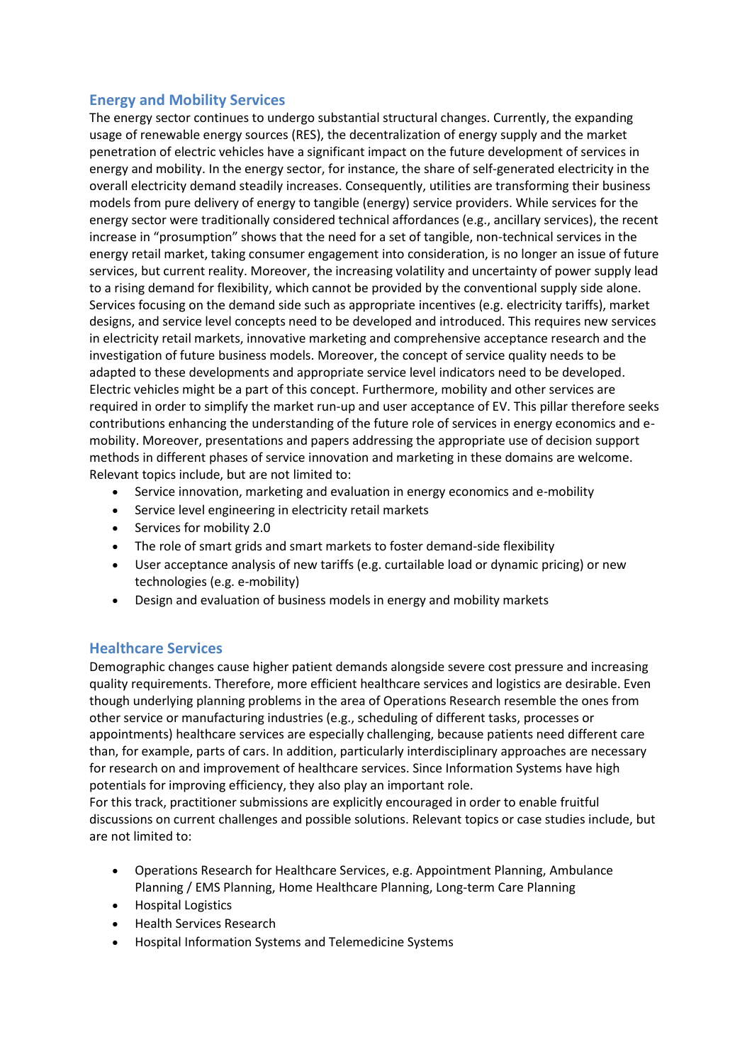## Energy and Mobility Services

The energy sector continues to undergo substantial structural changes. Currently, the expanding usage of renewable energy sources (RES), the decentralization of energy supply and the market penetration of electric vehicles have a significant impact on the future development of services in energy and mobility. In the energy sector, for instance, the share of self-generated electricity in the overall electricity demand steadily increases. Consequently, utilities are transforming their business models from pure delivery of energy to tangible (energy) service providers. While services for the energy sector were traditionally considered technical affordances (e.g., ancillary services), the recent increase in "prosumption" shows that the need for a set of tangible, non-technical services in the energy retail market, taking consumer engagement into consideration, is no longer an issue of future services, but current reality. Moreover, the increasing volatility and uncertainty of power supply lead to a rising demand for flexibility, which cannot be provided by the conventional supply side alone. Services focusing on the demand side such as appropriate incentives (e.g. electricity tariffs), market designs, and service level concepts need to be developed and introduced. This requires new services in electricity retail markets, innovative marketing and comprehensive acceptance research and the investigation of future business models. Moreover, the concept of service quality needs to be adapted to these developments and appropriate service level indicators need to be developed. Electric vehicles might be a part of this concept. Furthermore, mobility and other services are required in order to simplify the market run-up and user acceptance of EV. This pillar therefore seeks contributions enhancing the understanding of the future role of services in energy economics and e-mobility. Moreover, presentations and papers addressing the appropriate use of decision support methods in different phases of service innovation and marketing in these domains are welcome. Relevant topics include, but are not limited to:

- Service innovation, marketing and evaluation in energy economics and e-mobility
- Service level engineering in electricity retail markets
- Services for mobility 2.0
- The role of smart grids and smart markets to foster demand-side flexibility
- User acceptance analysis of new tariffs (e.g. curtailable load or dynamic pricing) or new technologies (e.g. e-mobility)
- Design and evaluation of business models in energy and mobility markets

## Healthcare Services

Demographic changes cause higher patient demands alongside severe cost pressure and increasing quality requirements. Therefore, more efficient healthcare services and logistics are desirable. Even though underlying planning problems in the area of Operations Research resemble the ones from other service or manufacturing industries (e.g., scheduling of different tasks, processes or appointments) healthcare services are especially challenging, because patients need different care than, for example, parts of cars. In addition, particularly interdisciplinary approaches are necessary for research on and improvement of healthcare services. Since Information Systems have high potentials for improving efficiency, they also play an important role.

For this track, practitioner submissions are explicitly encouraged in order to enable fruitful discussions on current challenges and possible solutions. Relevant topics or case studies include, but are not limited to:

- Operations Research for Healthcare Services, e.g. Appointment Planning, Ambulance Planning / EMS Planning, Home Healthcare Planning, Long-term Care Planning
- Hospital Logistics
- Health Services Research
- Hospital Information Systems and Telemedicine Systems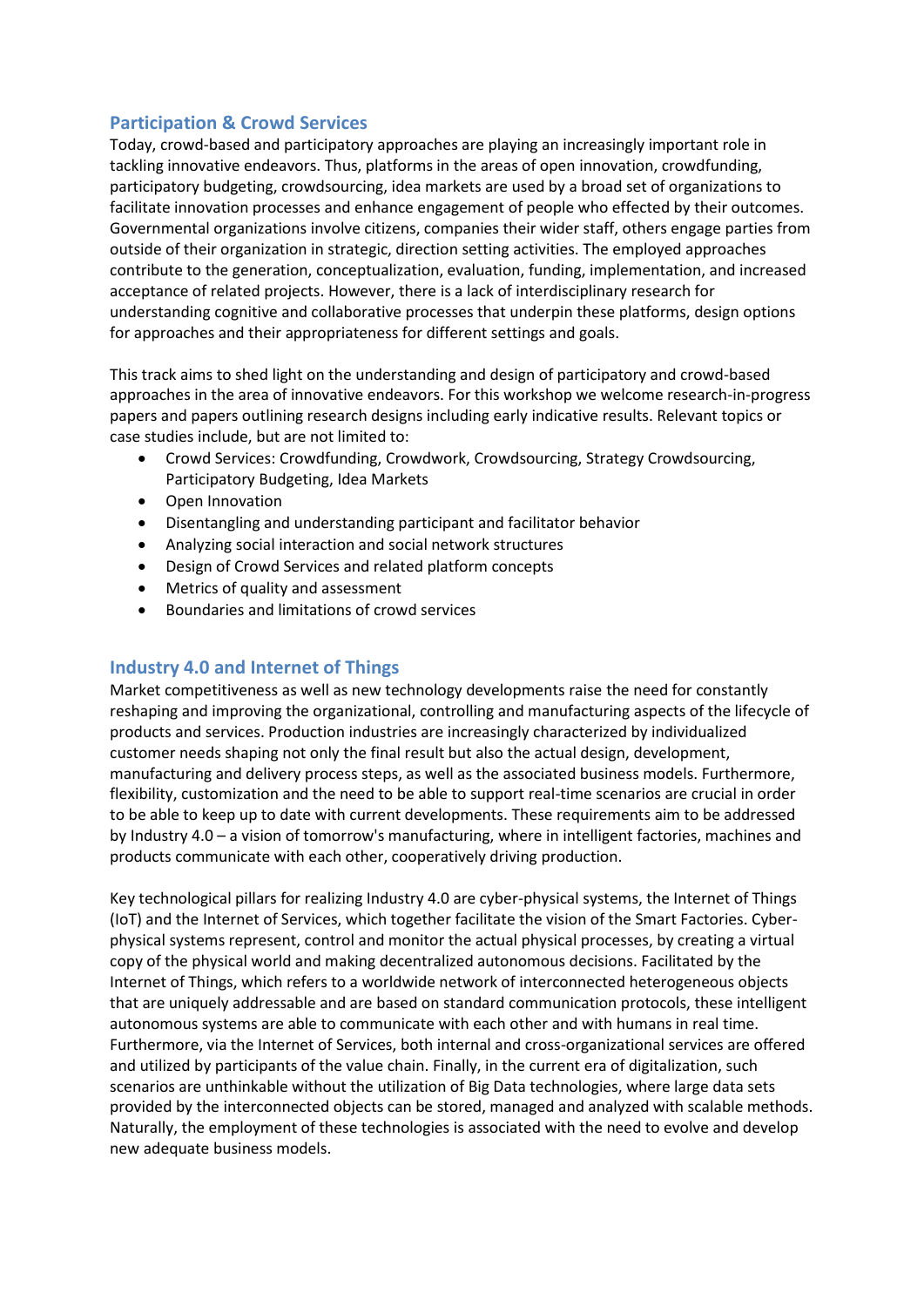## Participation & Crowd Services

Today, crowd-based and participatory approaches are playing an increasingly important role in tackling innovative endeavors. Thus, platforms in the areas of open innovation, crowdfunding, participatory budgeting, crowdsourcing, idea markets are used by a broad set of organizations to facilitate innovation processes and enhance engagement of people who effected by their outcomes. Governmental organizations involve citizens, companies their wider staff, others engage parties from outside of their organization in strategic, direction setting activities. The employed approaches contribute to the generation, conceptualization, evaluation, funding, implementation, and increased acceptance of related projects. However, there is a lack of interdisciplinary research for understanding cognitive and collaborative processes that underpin these platforms, design options for approaches and their appropriateness for different settings and goals.

This track aims to shed light on the understanding and design of participatory and crowd-based approaches in the area of innovative endeavors. For this workshop we welcome research-in-progress papers and papers outlining research designs including early indicative results. Relevant topics or case studies include, but are not limited to:

- Crowd Services: Crowdfunding, Crowdwork, Crowdsourcing, Strategy Crowdsourcing, Participatory Budgeting, Idea Markets
- Open Innovation
- Disentangling and understanding participant and facilitator behavior
- Analyzing social interaction and social network structures
- Design of Crowd Services and related platform concepts
- Metrics of quality and assessment
- Boundaries and limitations of crowd services

## Industry 4.0 and Internet of Things

Market competitiveness as well as new technology developments raise the need for constantly reshaping and improving the organizational, controlling and manufacturing aspects of the lifecycle of products and services. Production industries are increasingly characterized by individualized customer needs shaping not only the final result but also the actual design, development, manufacturing and delivery process steps, as well as the associated business models. Furthermore, flexibility, customization and the need to be able to support real-time scenarios are crucial in order to be able to keep up to date with current developments. These requirements aim to be addressed by Industry 4.0 – a vision of tomorrow's manufacturing, where in intelligent factories, machines and products communicate with each other, cooperatively driving production.

Key technological pillars for realizing Industry 4.0 are cyber-physical systems, the Internet of Things (IoT) and the Internet of Services, which together facilitate the vision of the Smart Factories. Cyber-physical systems represent, control and monitor the actual physical processes, by creating a virtual copy of the physical world and making decentralized autonomous decisions. Facilitated by the Internet of Things, which refers to a worldwide network of interconnected heterogeneous objects that are uniquely addressable and are based on standard communication protocols, these intelligent autonomous systems are able to communicate with each other and with humans in real time. Furthermore, via the Internet of Services, both internal and cross-organizational services are offered and utilized by participants of the value chain. Finally, in the current era of digitalization, such scenarios are unthinkable without the utilization of Big Data technologies, where large data sets provided by the interconnected objects can be stored, managed and analyzed with scalable methods. Naturally, the employment of these technologies is associated with the need to evolve and develop new adequate business models.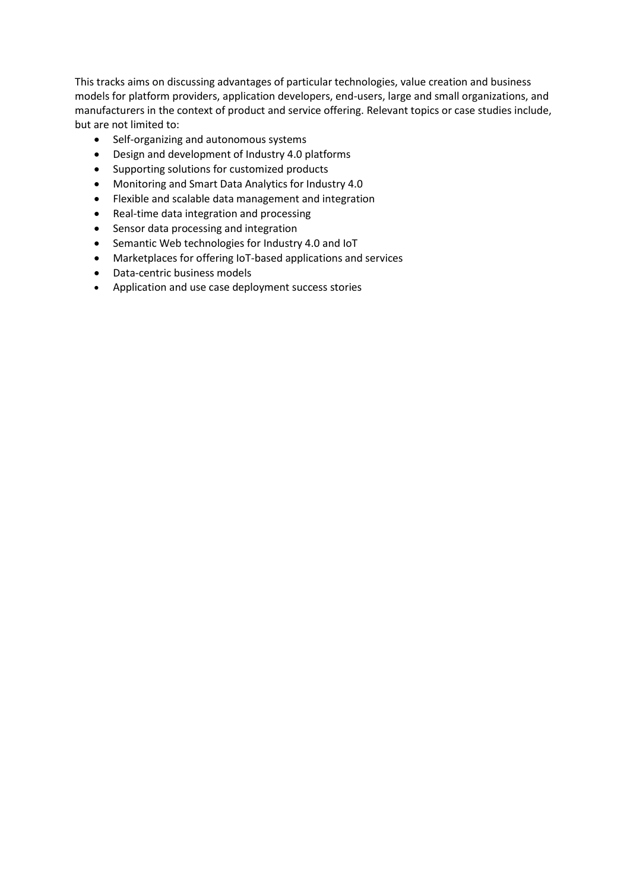This tracks aims on discussing advantages of particular technologies, value creation and business models for platform providers, application developers, end-users, large and small organizations, and manufacturers in the context of product and service offering. Relevant topics or case studies include, but are not limited to:

- Self-organizing and autonomous systems
- Design and development of Industry 4.0 platforms
- Supporting solutions for customized products
- Monitoring and Smart Data Analytics for Industry 4.0
- Flexible and scalable data management and integration
- Real-time data integration and processing
- Sensor data processing and integration
- Semantic Web technologies for Industry 4.0 and IoT
- Marketplaces for offering IoT-based applications and services
- Data-centric business models
- Application and use case deployment success stories